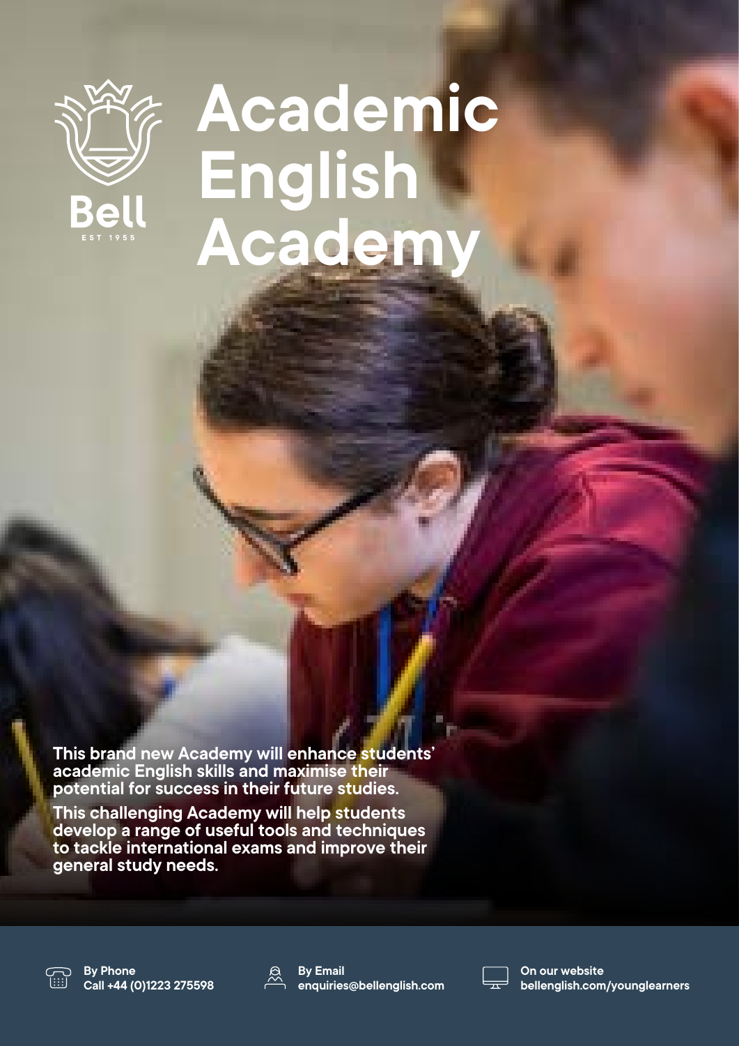Bell

EST 1955

# Academic English Academy

**This brand new Academy will enhance students' academic English skills and maximise their potential for success in their future studies.**

**This challenging Academy will help students develop a range of useful tools and techniques to tackle international exams and improve their general study needs.**

**By Phone**
Call +44 (0)1223 275598

**By Email**
enquiries@bellenglish.com

**On our website**
bellenglish.com/younglearners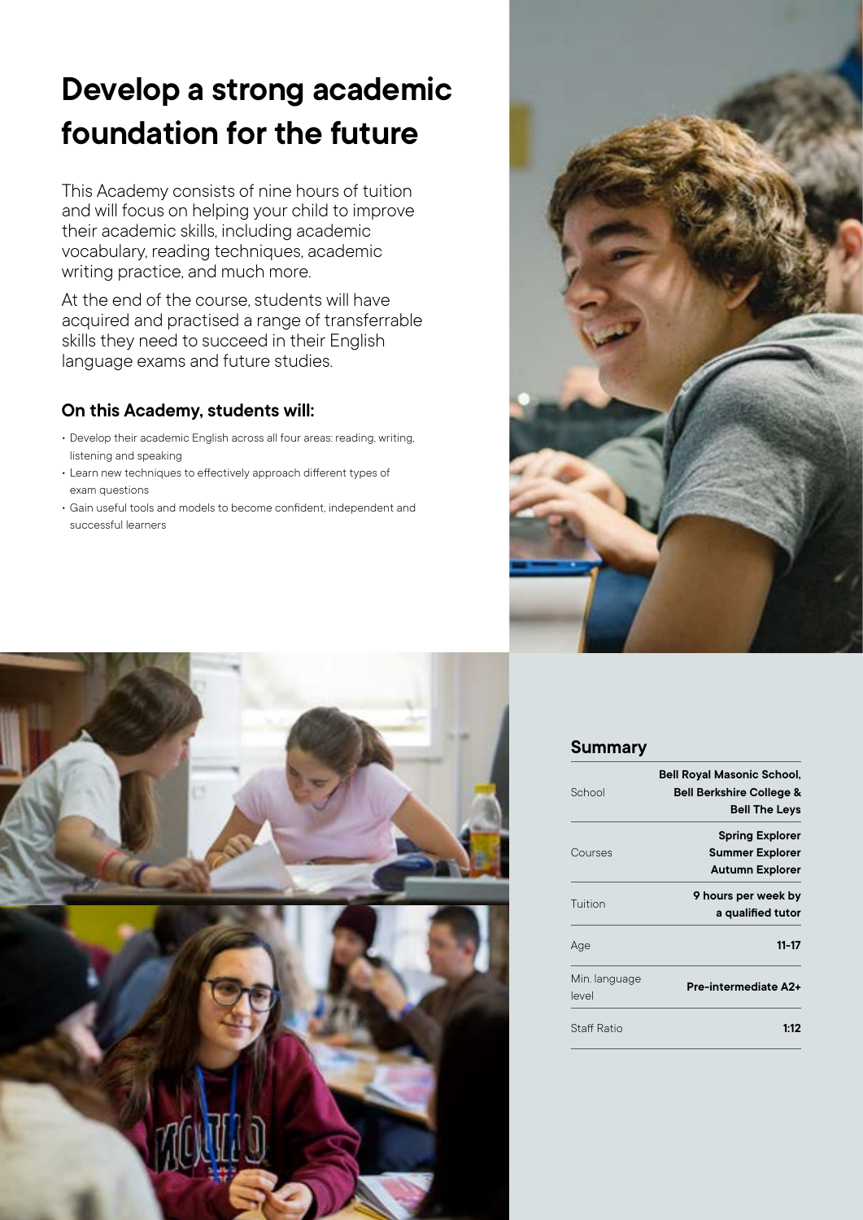# Develop a strong academic foundation for the future

This Academy consists of nine hours of tuition and will focus on helping your child to improve their academic skills, including academic vocabulary, reading techniques, academic writing practice, and much more.

At the end of the course, students will have acquired and practised a range of transferrable skills they need to succeed in their English language exams and future studies.

### On this Academy, students will:

- Develop their academic English across all four areas: reading, writing, listening and speaking
- Learn new techniques to effectively approach different types of exam questions
- Gain useful tools and models to become confident, independent and successful learners

## Summary

| | |
|---|---|
| School | **Bell Royal Masonic School, Bell Berkshire College & Bell The Leys** |
| Courses | **Spring Explorer Summer Explorer Autumn Explorer** |
| Tuition | **9 hours per week by a qualified tutor** |
| Age | **11-17** |
| Min. language level | **Pre-intermediate A2+** |
| Staff Ratio | **1:12** |